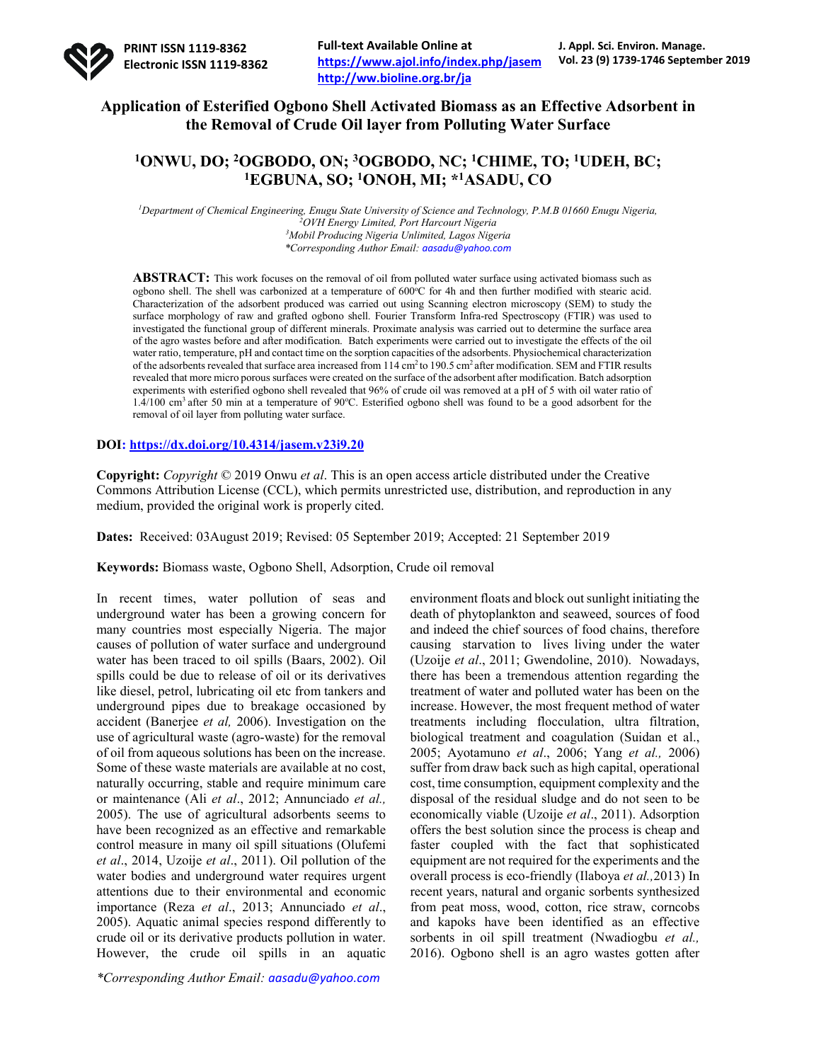# Application of Esterified Ogbono Shell Activated Biomass as an Effective Adsorbent in the Removal of Crude Oil layer from Polluting Water Surface

## [1]ONWU, DO; [2]OGBODO, ON; [3]OGBODO, NC; [1]CHIME, TO; [1]UDEH, BC; [1]EGBUNA, SO; [1]ONOH, MI; *[1]ASADU, CO

*[1]Department of Chemical Engineering, Enugu State University of Science and Technology, P.M.B 01660 Enugu Nigeria,*
*[2]OVH Energy Limited, Port Harcourt Nigeria*
*[3]Mobil Producing Nigeria Unlimited, Lagos Nigeria*
*\*Corresponding Author Email: aasadu@yahoo.com*

**ABSTRACT:** This work focuses on the removal of oil from polluted water surface using activated biomass such as ogbono shell. The shell was carbonized at a temperature of 600°C for 4h and then further modified with stearic acid. Characterization of the adsorbent produced was carried out using Scanning electron microscopy (SEM) to study the surface morphology of raw and grafted ogbono shell. Fourier Transform Infra-red Spectroscopy (FTIR) was used to investigated the functional group of different minerals. Proximate analysis was carried out to determine the surface area of the agro wastes before and after modification. Batch experiments were carried out to investigate the effects of the oil water ratio, temperature, pH and contact time on the sorption capacities of the adsorbents. Physiochemical characterization of the adsorbents revealed that surface area increased from 114 $cm^2$ to 190.5 $cm^2$ after modification. SEM and FTIR results revealed that more micro porous surfaces were created on the surface of the adsorbent after modification. Batch adsorption experiments with esterified ogbono shell revealed that 96% of crude oil was removed at a pH of 5 with oil water ratio of 1.4/100 $cm^3$ after 50 min at a temperature of 90°C. Esterified ogbono shell was found to be a good adsorbent for the removal of oil layer from polluting water surface.

**DOI:** https://dx.doi.org/10.4314/jasem.v23i9.20

**Copyright:** *Copyright* © 2019 Onwu *et al*. This is an open access article distributed under the Creative Commons Attribution License (CCL), which permits unrestricted use, distribution, and reproduction in any medium, provided the original work is properly cited.

**Dates:** Received: 03August 2019; Revised: 05 September 2019; Accepted: 21 September 2019

**Keywords:** Biomass waste, Ogbono Shell, Adsorption, Crude oil removal

In recent times, water pollution of seas and underground water has been a growing concern for many countries most especially Nigeria. The major causes of pollution of water surface and underground water has been traced to oil spills (Baars, 2002). Oil spills could be due to release of oil or its derivatives like diesel, petrol, lubricating oil etc from tankers and underground pipes due to breakage occasioned by accident (Banerjee *et al,* 2006). Investigation on the use of agricultural waste (agro-waste) for the removal of oil from aqueous solutions has been on the increase. Some of these waste materials are available at no cost, naturally occurring, stable and require minimum care or maintenance (Ali *et al*., 2012; Annunciado *et al.,* 2005). The use of agricultural adsorbents seems to have been recognized as an effective and remarkable control measure in many oil spill situations (Olufemi *et al*., 2014, Uzoije *et al*., 2011). Oil pollution of the water bodies and underground water requires urgent attentions due to their environmental and economic importance (Reza *et al*., 2013; Annunciado *et al*., 2005). Aquatic animal species respond differently to crude oil or its derivative products pollution in water. However, the crude oil spills in an aquatic environment floats and block out sunlight initiating the death of phytoplankton and seaweed, sources of food and indeed the chief sources of food chains, therefore causing starvation to lives living under the water (Uzoije *et al*., 2011; Gwendoline, 2010). Nowadays, there has been a tremendous attention regarding the treatment of water and polluted water has been on the increase. However, the most frequent method of water treatments including flocculation, ultra filtration, biological treatment and coagulation (Suidan et al., 2005; Ayotamuno *et al*., 2006; Yang *et al.,* 2006) suffer from draw back such as high capital, operational cost, time consumption, equipment complexity and the disposal of the residual sludge and do not seen to be economically viable (Uzoije *et al*., 2011). Adsorption offers the best solution since the process is cheap and faster coupled with the fact that sophisticated equipment are not required for the experiments and the overall process is eco-friendly (Ilaboya *et al.,*2013) In recent years, natural and organic sorbents synthesized from peat moss, wood, cotton, rice straw, corncobs and kapoks have been identified as an effective sorbents in oil spill treatment (Nwadiogbu *et al.,* 2016). Ogbono shell is an agro wastes gotten after

*\*Corresponding Author Email: aasadu@yahoo.com*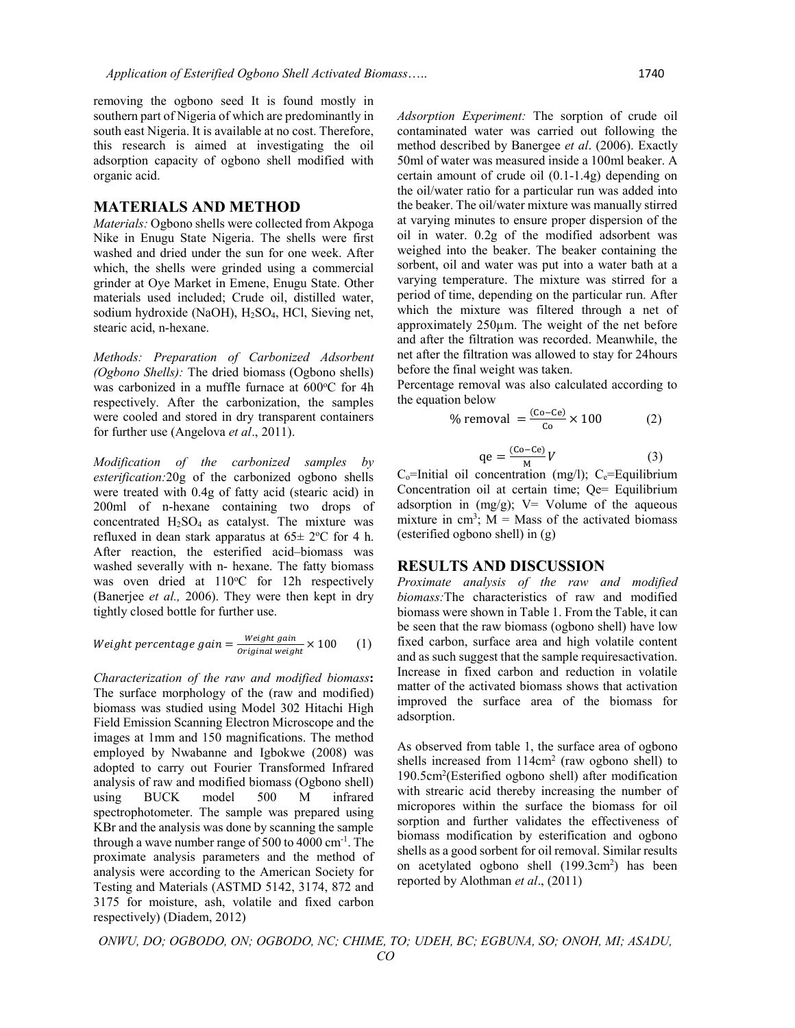removing the ogbono seed It is found mostly in southern part of Nigeria of which are predominantly in south east Nigeria. It is available at no cost. Therefore, this research is aimed at investigating the oil adsorption capacity of ogbono shell modified with organic acid.

## MATERIALS AND METHOD

*Materials:* Ogbono shells were collected from Akpoga Nike in Enugu State Nigeria. The shells were first washed and dried under the sun for one week. After which, the shells were grinded using a commercial grinder at Oye Market in Emene, Enugu State. Other materials used included; Crude oil, distilled water, sodium hydroxide (NaOH), $H_2SO_4$, HCl, Sieving net, stearic acid, n-hexane.

*Methods: Preparation of Carbonized Adsorbent (Ogbono Shells):* The dried biomass (Ogbono shells) was carbonized in a muffle furnace at 600°C for 4h respectively. After the carbonization, the samples were cooled and stored in dry transparent containers for further use (Angelova *et al*., 2011).

*Modification of the carbonized samples by esterification:*20g of the carbonized ogbono shells were treated with 0.4g of fatty acid (stearic acid) in 200ml of n-hexane containing two drops of concentrated $H_2SO_4$ as catalyst. The mixture was refluxed in dean stark apparatus at 65± 2°C for 4 h. After reaction, the esterified acid–biomass was washed severally with n- hexane. The fatty biomass was oven dried at 110°C for 12h respectively (Banerjee *et al.,* 2006). They were then kept in dry tightly closed bottle for further use.

$$Weight\ percentage\ gain = \frac{Weight\ gain}{Original\ weight} \times 100 \qquad (1)$$

*Characterization of the raw and modified biomass***:** The surface morphology of the (raw and modified) biomass was studied using Model 302 Hitachi High Field Emission Scanning Electron Microscope and the images at 1mm and 150 magnifications. The method employed by Nwabanne and Igbokwe (2008) was adopted to carry out Fourier Transformed Infrared analysis of raw and modified biomass (Ogbono shell) using BUCK model 500 M infrared spectrophotometer. The sample was prepared using KBr and the analysis was done by scanning the sample through a wave number range of 500 to 4000 $cm^{-1}$. The proximate analysis parameters and the method of analysis were according to the American Society for Testing and Materials (ASTMD 5142, 3174, 872 and 3175 for moisture, ash, volatile and fixed carbon respectively) (Diadem, 2012)

*Adsorption Experiment:* The sorption of crude oil contaminated water was carried out following the method described by Banergee *et al*. (2006). Exactly 50ml of water was measured inside a 100ml beaker. A certain amount of crude oil (0.1-1.4g) depending on the oil/water ratio for a particular run was added into the beaker. The oil/water mixture was manually stirred at varying minutes to ensure proper dispersion of the oil in water. 0.2g of the modified adsorbent was weighed into the beaker. The beaker containing the sorbent, oil and water was put into a water bath at a varying temperature. The mixture was stirred for a period of time, depending on the particular run. After which the mixture was filtered through a net of approximately 250µm. The weight of the net before and after the filtration was recorded. Meanwhile, the net after the filtration was allowed to stay for 24hours before the final weight was taken.

Percentage removal was also calculated according to the equation below

$$\%\ \text{removal} = \frac{(\text{Co}-\text{Ce})}{\text{Co}} \times 100 \qquad (2)$$

$$\text{qe} = \frac{(\text{Co}-\text{Ce})}{\text{M}} V \qquad (3)$$

$C_o$=Initial oil concentration (mg/l); $C_e$=Equilibrium Concentration oil at certain time; Qe= Equilibrium adsorption in (mg/g); V= Volume of the aqueous mixture in $cm^3$; M = Mass of the activated biomass (esterified ogbono shell) in (g)

## RESULTS AND DISCUSSION

*Proximate analysis of the raw and modified biomass:*The characteristics of raw and modified biomass were shown in Table 1. From the Table, it can be seen that the raw biomass (ogbono shell) have low fixed carbon, surface area and high volatile content and as such suggest that the sample requiresactivation. Increase in fixed carbon and reduction in volatile matter of the activated biomass shows that activation improved the surface area of the biomass for adsorption.

As observed from table 1, the surface area of ogbono shells increased from 114$cm^2$ (raw ogbono shell) to 190.5$cm^2$(Esterified ogbono shell) after modification with strearic acid thereby increasing the number of micropores within the surface the biomass for oil sorption and further validates the effectiveness of biomass modification by esterification and ogbono shells as a good sorbent for oil removal. Similar results on acetylated ogbono shell (199.3$cm^2$) has been reported by Alothman *et al*., (2011)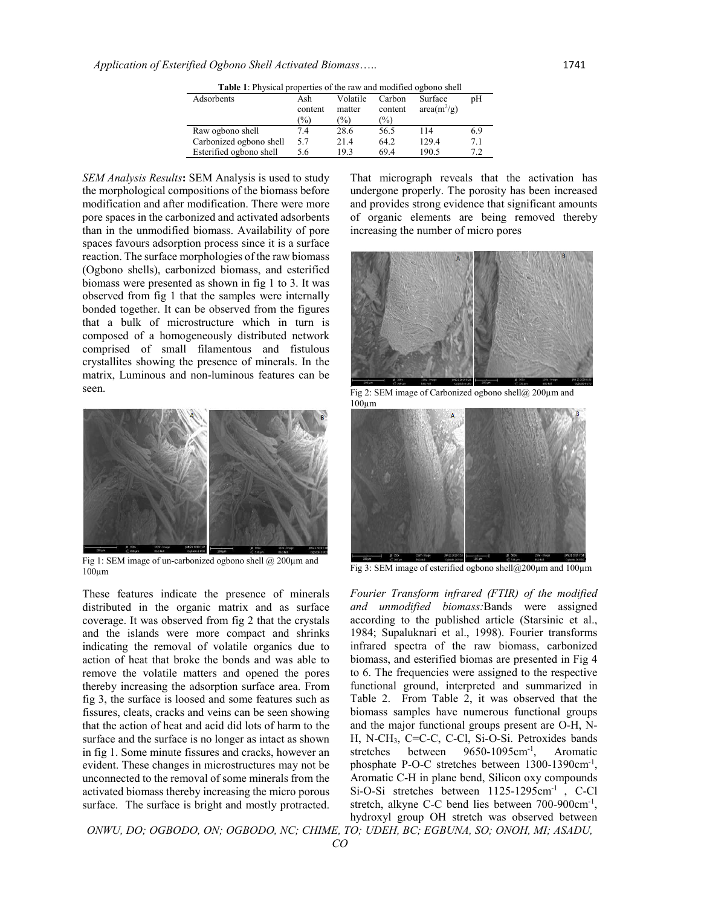**Table 1**: Physical properties of the raw and modified ogbono shell

| Adsorbents | Ash content (%) | Volatile matter (%) | Carbon content (%) | Surface area($m^2/g$) | pH |
|---|---|---|---|---|---|
| Raw ogbono shell | 7.4 | 28.6 | 56.5 | 114 | 6.9 |
| Carbonized ogbono shell | 5.7 | 21.4 | 64.2 | 129.4 | 7.1 |
| Esterified ogbono shell | 5.6 | 19.3 | 69.4 | 190.5 | 7.2 |

*SEM Analysis Results***:** SEM Analysis is used to study the morphological compositions of the biomass before modification and after modification. There were more pore spaces in the carbonized and activated adsorbents than in the unmodified biomass. Availability of pore spaces favours adsorption process since it is a surface reaction. The surface morphologies of the raw biomass (Ogbono shells), carbonized biomass, and esterified biomass were presented as shown in fig 1 to 3. It was observed from fig 1 that the samples were internally bonded together. It can be observed from the figures that a bulk of microstructure which in turn is composed of a homogeneously distributed network comprised of small filamentous and fistulous crystallites showing the presence of minerals. In the matrix, Luminous and non-luminous features can be seen.

Fig 1: SEM image of un-carbonized ogbono shell @ 200µm and 100µm

These features indicate the presence of minerals distributed in the organic matrix and as surface coverage. It was observed from fig 2 that the crystals and the islands were more compact and shrinks indicating the removal of volatile organics due to action of heat that broke the bonds and was able to remove the volatile matters and opened the pores thereby increasing the adsorption surface area. From fig 3, the surface is loosed and some features such as fissures, cleats, cracks and veins can be seen showing that the action of heat and acid did lots of harm to the surface and the surface is no longer as intact as shown in fig 1. Some minute fissures and cracks, however an evident. These changes in microstructures may not be unconnected to the removal of some minerals from the activated biomass thereby increasing the micro porous surface. The surface is bright and mostly protracted. That micrograph reveals that the activation has undergone properly. The porosity has been increased and provides strong evidence that significant amounts of organic elements are being removed thereby increasing the number of micro pores

Fig 2: SEM image of Carbonized ogbono shell@ 200µm and 100µm

Fig 3: SEM image of esterified ogbono shell@200µm and 100µm

*Fourier Transform infrared (FTIR) of the modified and unmodified biomass:*Bands were assigned according to the published article (Starsinic et al., 1984; Supaluknari et al., 1998). Fourier transforms infrared spectra of the raw biomass, carbonized biomass, and esterified biomas are presented in Fig 4 to 6. The frequencies were assigned to the respective functional ground, interpreted and summarized in Table 2. From Table 2, it was observed that the biomass samples have numerous functional groups and the major functional groups present are O-H, N-H, $N\text{-}CH_3$, C=C-C, C-Cl, Si-O-Si. Petroxides bands stretches between 9650-1095cm$^{-1}$, Aromatic phosphate P-O-C stretches between 1300-1390cm$^{-1}$, Aromatic C-H in plane bend, Silicon oxy compounds Si-O-Si stretches between 1125-1295cm$^{-1}$ , C-Cl stretch, alkyne C-C bend lies between 700-900cm$^{-1}$, hydroxyl group OH stretch was observed between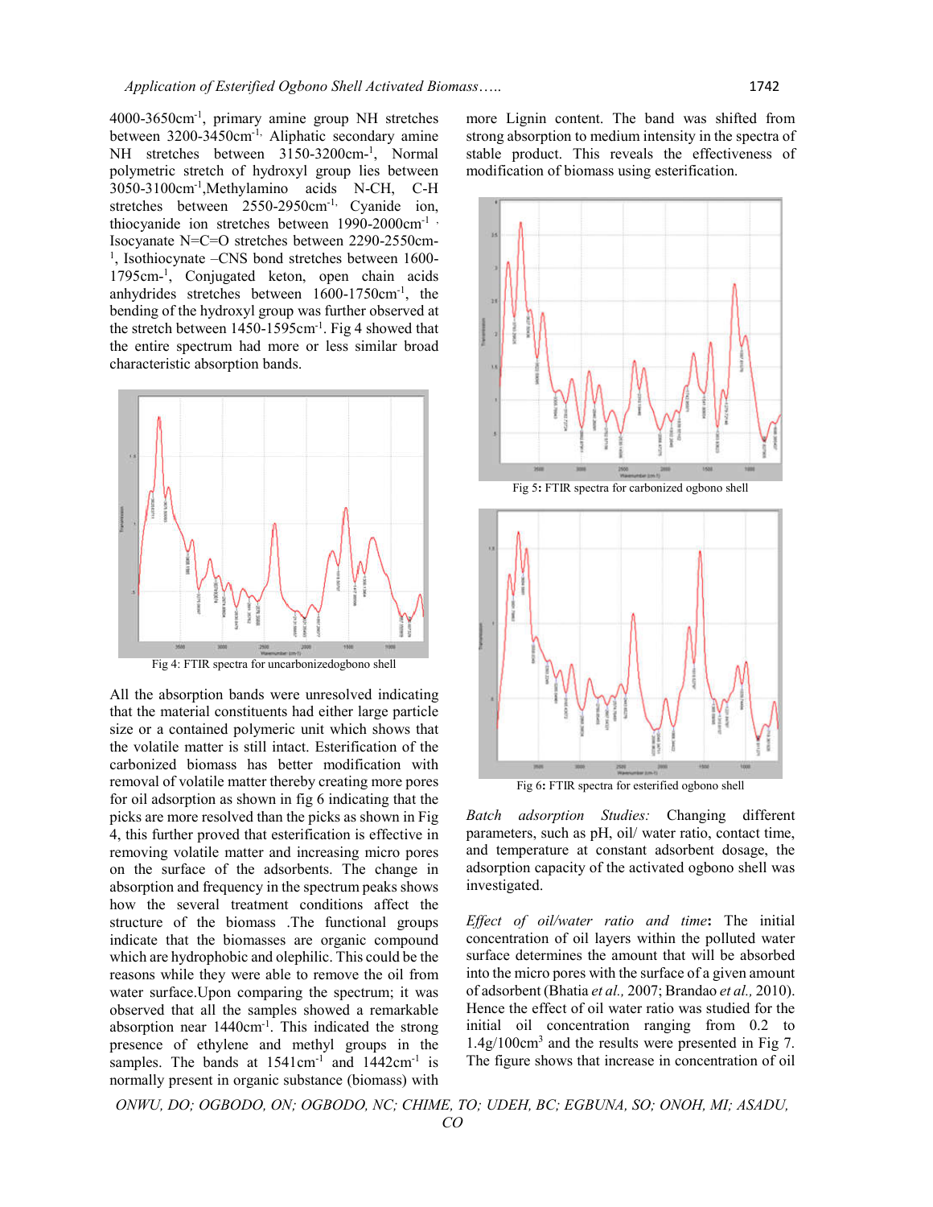4000-3650cm$^{-1}$, primary amine group NH stretches between 3200-3450cm$^{-1}$, Aliphatic secondary amine NH stretches between 3150-3200cm-$^{1}$, Normal polymetric stretch of hydroxyl group lies between 3050-3100cm$^{-1}$,Methylamino acids N-CH, C-H stretches between 2550-2950cm$^{-1}$, Cyanide ion, thiocyanide ion stretches between 1990-2000cm$^{-1}$, Isocyanate N=C=O stretches between 2290-2550cm-$^{1}$, Isothiocynate –CNS bond stretches between 1600-1795cm-$^{1}$, Conjugated keton, open chain acids anhydrides stretches between 1600-1750cm$^{-1}$, the bending of the hydroxyl group was further observed at the stretch between 1450-1595cm$^{-1}$. Fig 4 showed that the entire spectrum had more or less similar broad characteristic absorption bands.

Fig 4: FTIR spectra for uncarbonizedogbono shell

All the absorption bands were unresolved indicating that the material constituents had either large particle size or a contained polymeric unit which shows that the volatile matter is still intact. Esterification of the carbonized biomass has better modification with removal of volatile matter thereby creating more pores for oil adsorption as shown in fig 6 indicating that the picks are more resolved than the picks as shown in Fig 4, this further proved that esterification is effective in removing volatile matter and increasing micro pores on the surface of the adsorbents. The change in absorption and frequency in the spectrum peaks shows how the several treatment conditions affect the structure of the biomass .The functional groups indicate that the biomasses are organic compound which are hydrophobic and olephilic. This could be the reasons while they were able to remove the oil from water surface.Upon comparing the spectrum; it was observed that all the samples showed a remarkable absorption near 1440cm$^{-1}$. This indicated the strong presence of ethylene and methyl groups in the samples. The bands at 1541cm$^{-1}$ and 1442cm$^{-1}$ is normally present in organic substance (biomass) with more Lignin content. The band was shifted from strong absorption to medium intensity in the spectra of stable product. This reveals the effectiveness of modification of biomass using esterification.

Fig 5: FTIR spectra for carbonized ogbono shell

Fig 6: FTIR spectra for esterified ogbono shell

*Batch adsorption Studies:* Changing different parameters, such as pH, oil/ water ratio, contact time, and temperature at constant adsorbent dosage, the adsorption capacity of the activated ogbono shell was investigated.

*Effect of oil/water ratio and time*: The initial concentration of oil layers within the polluted water surface determines the amount that will be absorbed into the micro pores with the surface of a given amount of adsorbent (Bhatia *et al.,* 2007; Brandao *et al.,* 2010). Hence the effect of oil water ratio was studied for the initial oil concentration ranging from 0.2 to 1.4g/100cm$^{3}$ and the results were presented in Fig 7. The figure shows that increase in concentration of oil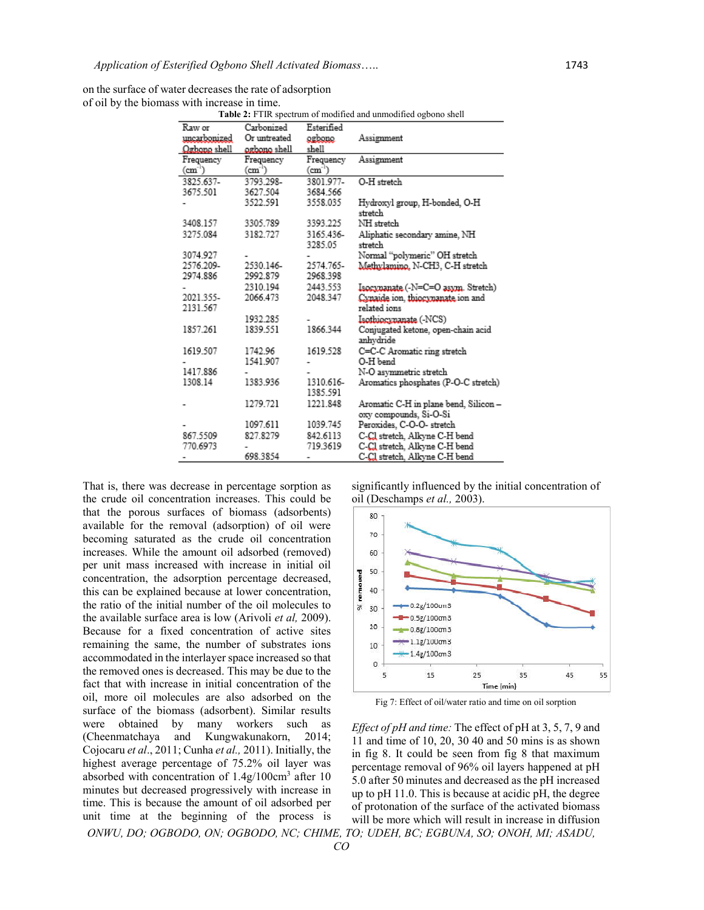on the surface of water decreases the rate of adsorption of oil by the biomass with increase in time.

**Table 2:** FTIR spectrum of modified and unmodified ogbono shell

| Raw or uncarbonized Ogbono shell | Carbonized Or untreated ogbono shell | Esterified ogbono shell | Assignment |
|---|---|---|---|
| Frequency ($cm^{-1}$) | Frequency ($cm^{-1}$) | Frequency ($cm^{-1}$) | Assignment |
| 3825.637-3675.501 | 3793.298-3627.504 | 3801.977-3684.566 | O-H stretch |
| - | 3522.591 | 3558.035 | Hydroxyl group, H-bonded, O-H stretch |
| 3408.157 | 3305.789 | 3393.225 | NH stretch |
| 3275.084 | 3182.727 | 3165.436-3285.05 | Aliphatic secondary amine, NH stretch |
| 3074.927 | - | - | Normal "polymeric" OH stretch |
| 2576.209-2974.886 | 2530.146-2992.879 | 2574.765-2968.398 | Methylamino, N-CH3, C-H stretch |
| - | 2310.194 | 2443.553 | Isocyanate (-N=C=O asym. Stretch) |
| 2021.355-2131.567 | 2066.473 | 2048.347 | Cyanide ion, thiocyanate ion and related ions |
| | 1932.285 | - | Isothiocyanate (-NCS) |
| 1857.261 | 1839.551 | 1866.344 | Conjugated ketone, open-chain acid anhydride |
| 1619.507 | 1742.96 | 1619.528 | C=C-C Aromatic ring stretch |
| - | 1541.907 | - | O-H bend |
| 1417.886 | - | - | N-O asymmetric stretch |
| 1308.14 | 1383.936 | 1310.616-1385.591 | Aromatics phosphates (P-O-C stretch) |
| - | 1279.721 | 1221.848 | Aromatic C-H in plane bend, Silicon – oxy compounds, Si-O-Si |
| - | 1097.611 | 1039.745 | Peroxides, C-O-O- stretch |
| 867.5509 | 827.8279 | 842.6113 | C-Cl stretch, Alkyne C-H bend |
| 770.6973 | - | 719.3619 | C-Cl stretch, Alkyne C-H bend |
| - | 698.3854 | - | C-Cl stretch, Alkyne C-H bend |

That is, there was decrease in percentage sorption as the crude oil concentration increases. This could be that the porous surfaces of biomass (adsorbents) available for the removal (adsorption) of oil were becoming saturated as the crude oil concentration increases. While the amount oil adsorbed (removed) per unit mass increased with increase in initial oil concentration, the adsorption percentage decreased, this can be explained because at lower concentration, the ratio of the initial number of the oil molecules to the available surface area is low (Arivoli *et al,* 2009). Because for a fixed concentration of active sites remaining the same, the number of substrates ions accommodated in the interlayer space increased so that the removed ones is decreased. This may be due to the fact that with increase in initial concentration of the oil, more oil molecules are also adsorbed on the surface of the biomass (adsorbent). Similar results were obtained by many workers such as (Cheenmatchaya and Kungwakunakorn, 2014; Cojocaru *et al*., 2011; Cunha *et al.,* 2011). Initially, the highest average percentage of 75.2% oil layer was absorbed with concentration of $1.4g/100cm^3$ after 10 minutes but decreased progressively with increase in time. This is because the amount of oil adsorbed per unit time at the beginning of the process is significantly influenced by the initial concentration of oil (Deschamps *et al.,* 2003).

Fig 7: Effect of oil/water ratio and time on oil sorption

*Effect of pH and time:* The effect of pH at 3, 5, 7, 9 and 11 and time of 10, 20, 30 40 and 50 mins is as shown in fig 8. It could be seen from fig 8 that maximum percentage removal of 96% oil layers happened at pH 5.0 after 50 minutes and decreased as the pH increased up to pH 11.0. This is because at acidic pH, the degree of protonation of the surface of the activated biomass will be more which will result in increase in diffusion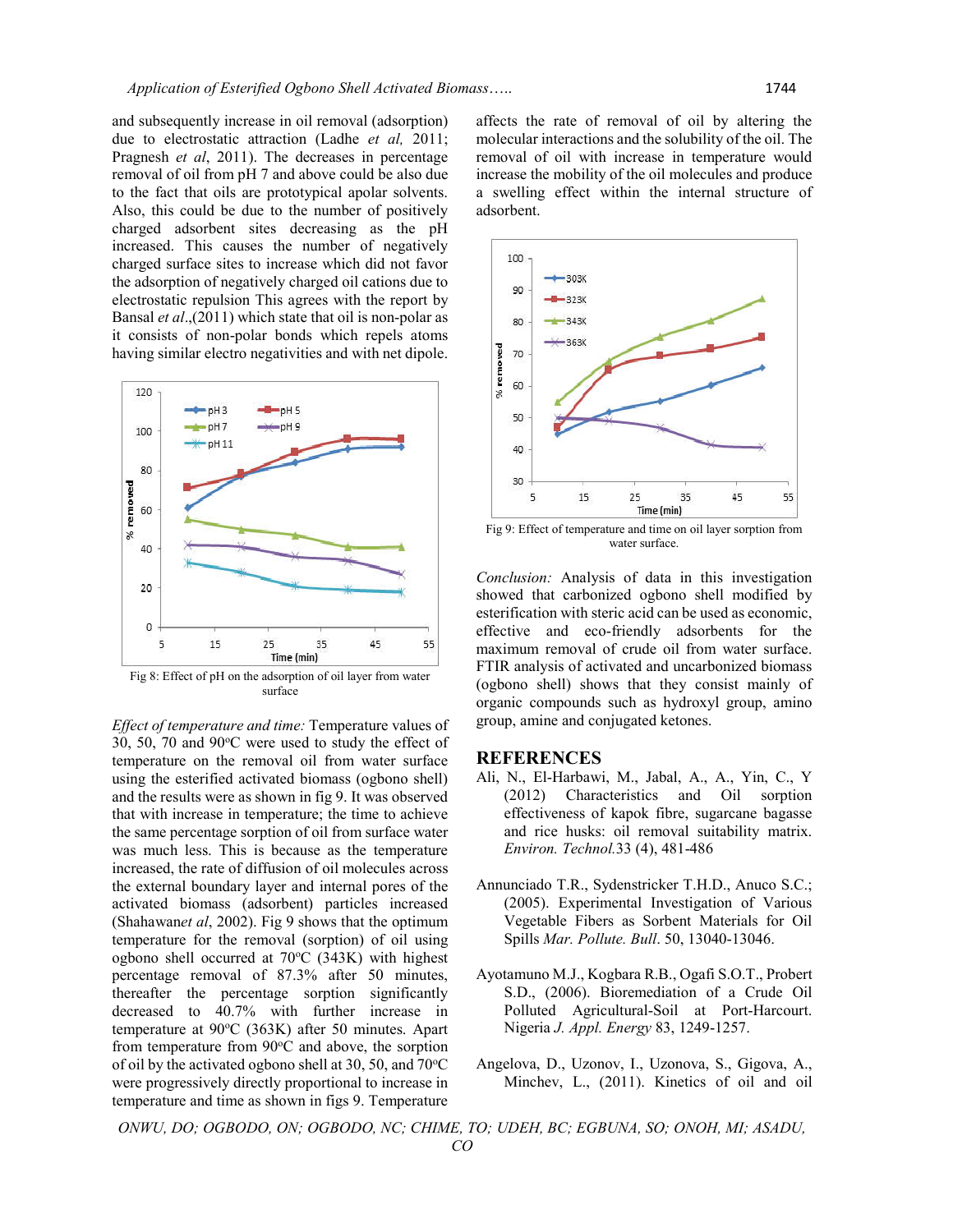and subsequently increase in oil removal (adsorption) due to electrostatic attraction (Ladhe *et al,* 2011; Pragnesh *et al*, 2011). The decreases in percentage removal of oil from pH 7 and above could be also due to the fact that oils are prototypical apolar solvents. Also, this could be due to the number of positively charged adsorbent sites decreasing as the pH increased. This causes the number of negatively charged surface sites to increase which did not favor the adsorption of negatively charged oil cations due to electrostatic repulsion This agrees with the report by Bansal *et al*.,(2011) which state that oil is non-polar as it consists of non-polar bonds which repels atoms having similar electro negativities and with net dipole.

Fig 8: Effect of pH on the adsorption of oil layer from water surface

*Effect of temperature and time:* Temperature values of 30, 50, 70 and 90°C were used to study the effect of temperature on the removal oil from water surface using the esterified activated biomass (ogbono shell) and the results were as shown in fig 9. It was observed that with increase in temperature; the time to achieve the same percentage sorption of oil from surface water was much less. This is because as the temperature increased, the rate of diffusion of oil molecules across the external boundary layer and internal pores of the activated biomass (adsorbent) particles increased (Shahawan*et al*, 2002). Fig 9 shows that the optimum temperature for the removal (sorption) of oil using ogbono shell occurred at 70°C (343K) with highest percentage removal of 87.3% after 50 minutes, thereafter the percentage sorption significantly decreased to 40.7% with further increase in temperature at 90°C (363K) after 50 minutes. Apart from temperature from 90°C and above, the sorption of oil by the activated ogbono shell at 30, 50, and 70°C were progressively directly proportional to increase in temperature and time as shown in figs 9. Temperature affects the rate of removal of oil by altering the molecular interactions and the solubility of the oil. The removal of oil with increase in temperature would increase the mobility of the oil molecules and produce a swelling effect within the internal structure of adsorbent.

Fig 9: Effect of temperature and time on oil layer sorption from water surface.

*Conclusion:* Analysis of data in this investigation showed that carbonized ogbono shell modified by esterification with steric acid can be used as economic, effective and eco-friendly adsorbents for the maximum removal of crude oil from water surface. FTIR analysis of activated and uncarbonized biomass (ogbono shell) shows that they consist mainly of organic compounds such as hydroxyl group, amino group, amine and conjugated ketones.

## REFERENCES

Ali, N., El-Harbawi, M., Jabal, A., A., Yin, C., Y (2012) Characteristics and Oil sorption effectiveness of kapok fibre, sugarcane bagasse and rice husks: oil removal suitability matrix. *Environ. Technol.*33 (4), 481-486

Annunciado T.R., Sydenstricker T.H.D., Anuco S.C.; (2005). Experimental Investigation of Various Vegetable Fibers as Sorbent Materials for Oil Spills *Mar. Pollute. Bull*. 50, 13040-13046.

Ayotamuno M.J., Kogbara R.B., Ogafi S.O.T., Probert S.D., (2006). Bioremediation of a Crude Oil Polluted Agricultural-Soil at Port-Harcourt. Nigeria *J. Appl. Energy* 83, 1249-1257.

Angelova, D., Uzonov, I., Uzonova, S., Gigova, A., Minchev, L., (2011). Kinetics of oil and oil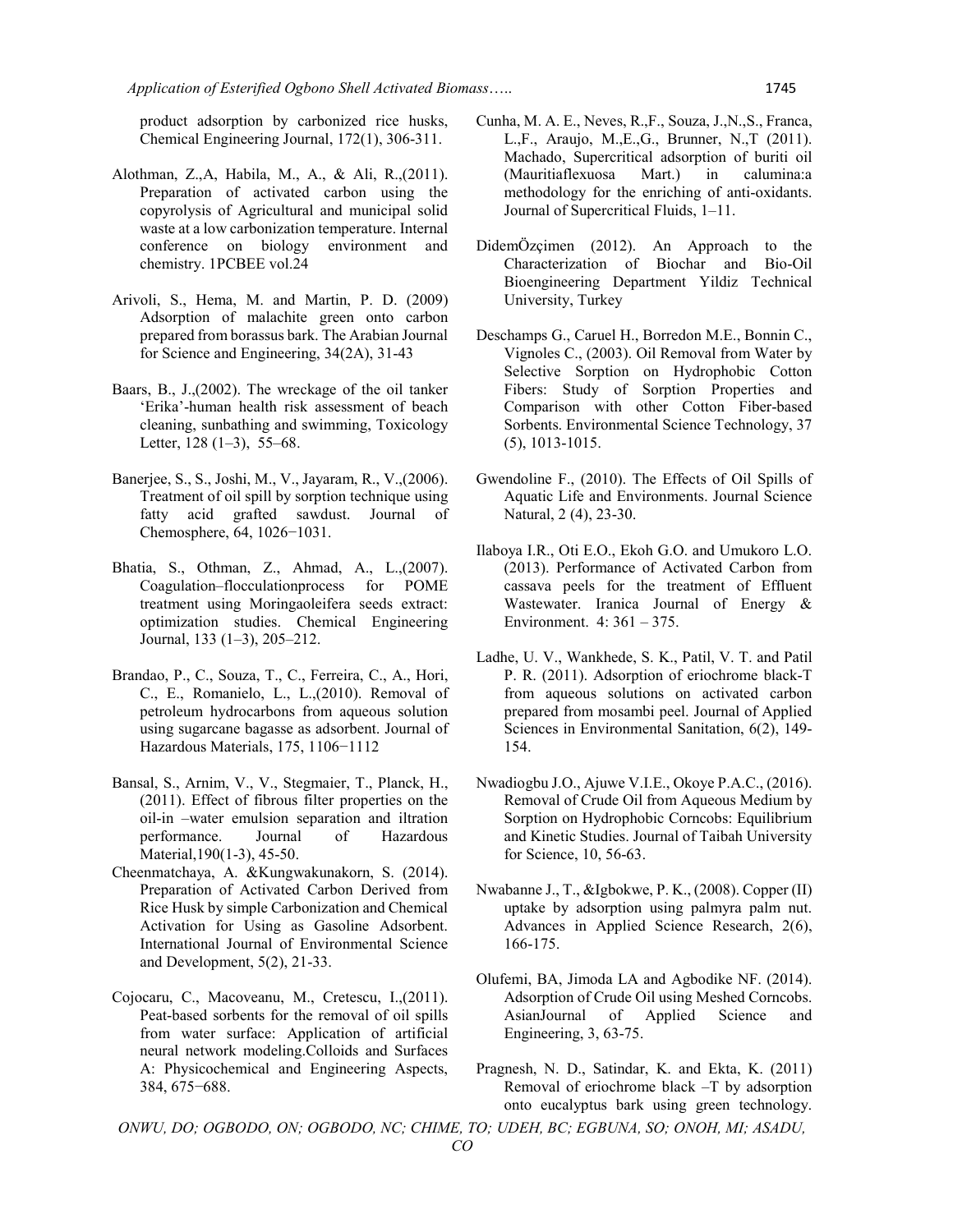product adsorption by carbonized rice husks, Chemical Engineering Journal, 172(1), 306-311.

Alothman, Z.,A, Habila, M., A., & Ali, R.,(2011). Preparation of activated carbon using the copyrolysis of Agricultural and municipal solid waste at a low carbonization temperature. Internal conference on biology environment and chemistry. 1PCBEE vol.24

Arivoli, S., Hema, M. and Martin, P. D. (2009) Adsorption of malachite green onto carbon prepared from borassus bark. The Arabian Journal for Science and Engineering, 34(2A), 31-43

Baars, B., J.,(2002). The wreckage of the oil tanker 'Erika'-human health risk assessment of beach cleaning, sunbathing and swimming, Toxicology Letter, 128 (1–3), 55–68.

Banerjee, S., S., Joshi, M., V., Jayaram, R., V.,(2006). Treatment of oil spill by sorption technique using fatty acid grafted sawdust. Journal of Chemosphere, 64, 1026−1031.

Bhatia, S., Othman, Z., Ahmad, A., L.,(2007). Coagulation–flocculationprocess for POME treatment using Moringaoleifera seeds extract: optimization studies. Chemical Engineering Journal, 133 (1–3), 205–212.

Brandao, P., C., Souza, T., C., Ferreira, C., A., Hori, C., E., Romanielo, L., L.,(2010). Removal of petroleum hydrocarbons from aqueous solution using sugarcane bagasse as adsorbent. Journal of Hazardous Materials, 175, 1106−1112

Bansal, S., Arnim, V., V., Stegmaier, T., Planck, H., (2011). Effect of fibrous filter properties on the oil-in –water emulsion separation and iltration performance. Journal of Hazardous Material,190(1-3), 45-50.

Cheenmatchaya, A. &Kungwakunakorn, S. (2014). Preparation of Activated Carbon Derived from Rice Husk by simple Carbonization and Chemical Activation for Using as Gasoline Adsorbent. International Journal of Environmental Science and Development, 5(2), 21-33.

Cojocaru, C., Macoveanu, M., Cretescu, I.,(2011). Peat-based sorbents for the removal of oil spills from water surface: Application of artificial neural network modeling.Colloids and Surfaces A: Physicochemical and Engineering Aspects, 384, 675−688.

Cunha, M. A. E., Neves, R.,F., Souza, J.,N.,S., Franca, L.,F., Araujo, M.,E.,G., Brunner, N.,T (2011). Machado, Supercritical adsorption of buriti oil (Mauritiaflexuosa Mart.) in calumina:a methodology for the enriching of anti-oxidants. Journal of Supercritical Fluids, 1–11.

DidemÖzçimen (2012). An Approach to the Characterization of Biochar and Bio-Oil Bioengineering Department Yildiz Technical University, Turkey

Deschamps G., Caruel H., Borredon M.E., Bonnin C., Vignoles C., (2003). Oil Removal from Water by Selective Sorption on Hydrophobic Cotton Fibers: Study of Sorption Properties and Comparison with other Cotton Fiber-based Sorbents. Environmental Science Technology, 37 (5), 1013-1015.

Gwendoline F., (2010). The Effects of Oil Spills of Aquatic Life and Environments. Journal Science Natural, 2 (4), 23-30.

Ilaboya I.R., Oti E.O., Ekoh G.O. and Umukoro L.O. (2013). Performance of Activated Carbon from cassava peels for the treatment of Effluent Wastewater. Iranica Journal of Energy & Environment. 4: 361 – 375.

Ladhe, U. V., Wankhede, S. K., Patil, V. T. and Patil P. R. (2011). Adsorption of eriochrome black-T from aqueous solutions on activated carbon prepared from mosambi peel. Journal of Applied Sciences in Environmental Sanitation, 6(2), 149-154.

Nwadiogbu J.O., Ajuwe V.I.E., Okoye P.A.C., (2016). Removal of Crude Oil from Aqueous Medium by Sorption on Hydrophobic Corncobs: Equilibrium and Kinetic Studies. Journal of Taibah University for Science, 10, 56-63.

Nwabanne J., T., &Igbokwe, P. K., (2008). Copper (II) uptake by adsorption using palmyra palm nut. Advances in Applied Science Research, 2(6), 166-175.

Olufemi, BA, Jimoda LA and Agbodike NF. (2014). Adsorption of Crude Oil using Meshed Corncobs. AsianJournal of Applied Science and Engineering, 3, 63-75.

Pragnesh, N. D., Satindar, K. and Ekta, K. (2011) Removal of eriochrome black –T by adsorption onto eucalyptus bark using green technology.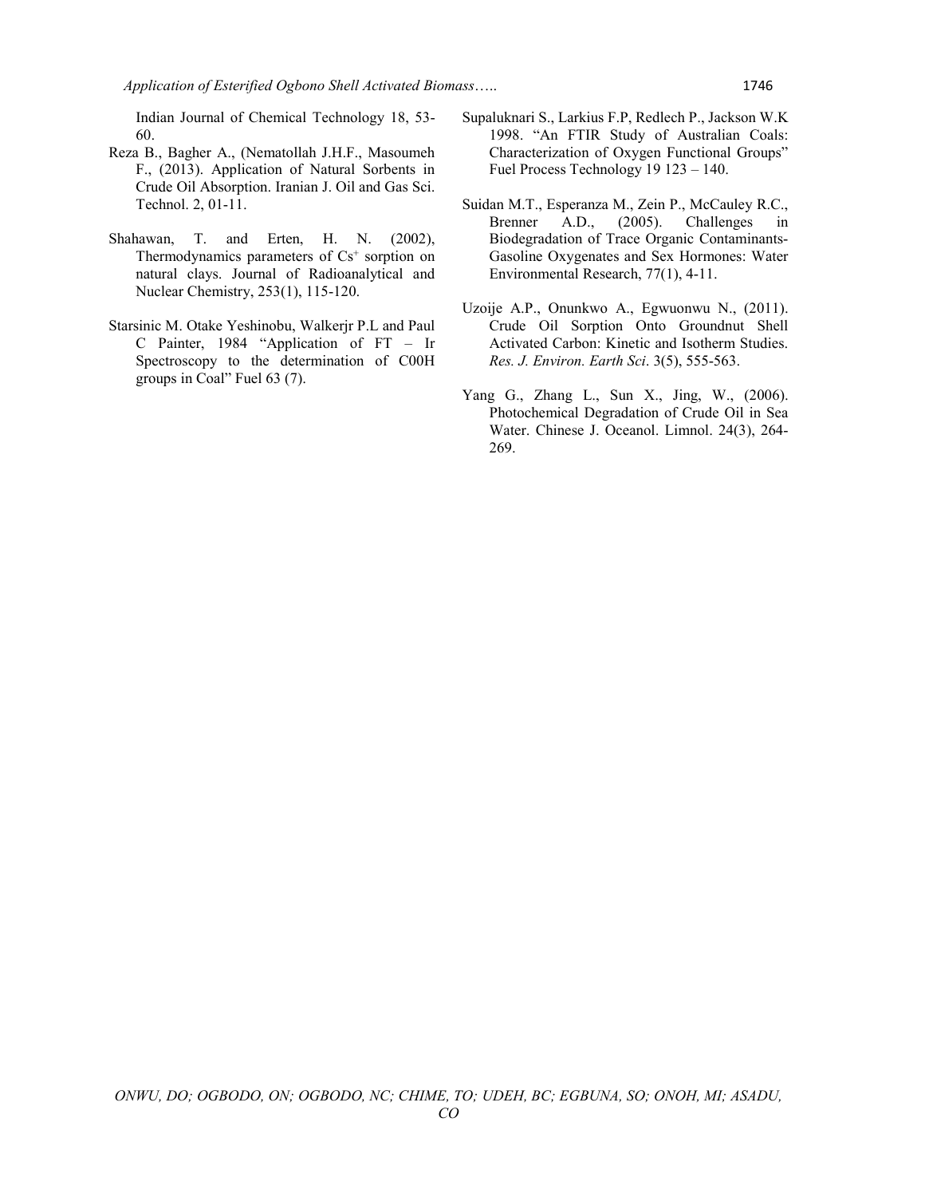Indian Journal of Chemical Technology 18, 53-60.

Reza B., Bagher A., (Nematollah J.H.F., Masoumeh F., (2013). Application of Natural Sorbents in Crude Oil Absorption. Iranian J. Oil and Gas Sci. Technol. 2, 01-11.

Shahawan, T. and Erten, H. N. (2002), Thermodynamics parameters of $Cs^{+}$ sorption on natural clays. Journal of Radioanalytical and Nuclear Chemistry, 253(1), 115-120.

Starsinic M. Otake Yeshinobu, Walkerjr P.L and Paul C Painter, 1984 "Application of FT – Ir Spectroscopy to the determination of C00H groups in Coal" Fuel 63 (7).

Supaluknari S., Larkius F.P, Redlech P., Jackson W.K 1998. "An FTIR Study of Australian Coals: Characterization of Oxygen Functional Groups" Fuel Process Technology 19 123 – 140.

Suidan M.T., Esperanza M., Zein P., McCauley R.C., Brenner A.D., (2005). Challenges in Biodegradation of Trace Organic Contaminants-Gasoline Oxygenates and Sex Hormones: Water Environmental Research, 77(1), 4-11.

Uzoije A.P., Onunkwo A., Egwuonwu N., (2011). Crude Oil Sorption Onto Groundnut Shell Activated Carbon: Kinetic and Isotherm Studies. *Res. J. Environ. Earth Sci*. 3(5), 555-563.

Yang G., Zhang L., Sun X., Jing, W., (2006). Photochemical Degradation of Crude Oil in Sea Water. Chinese J. Oceanol. Limnol. 24(3), 264-269.